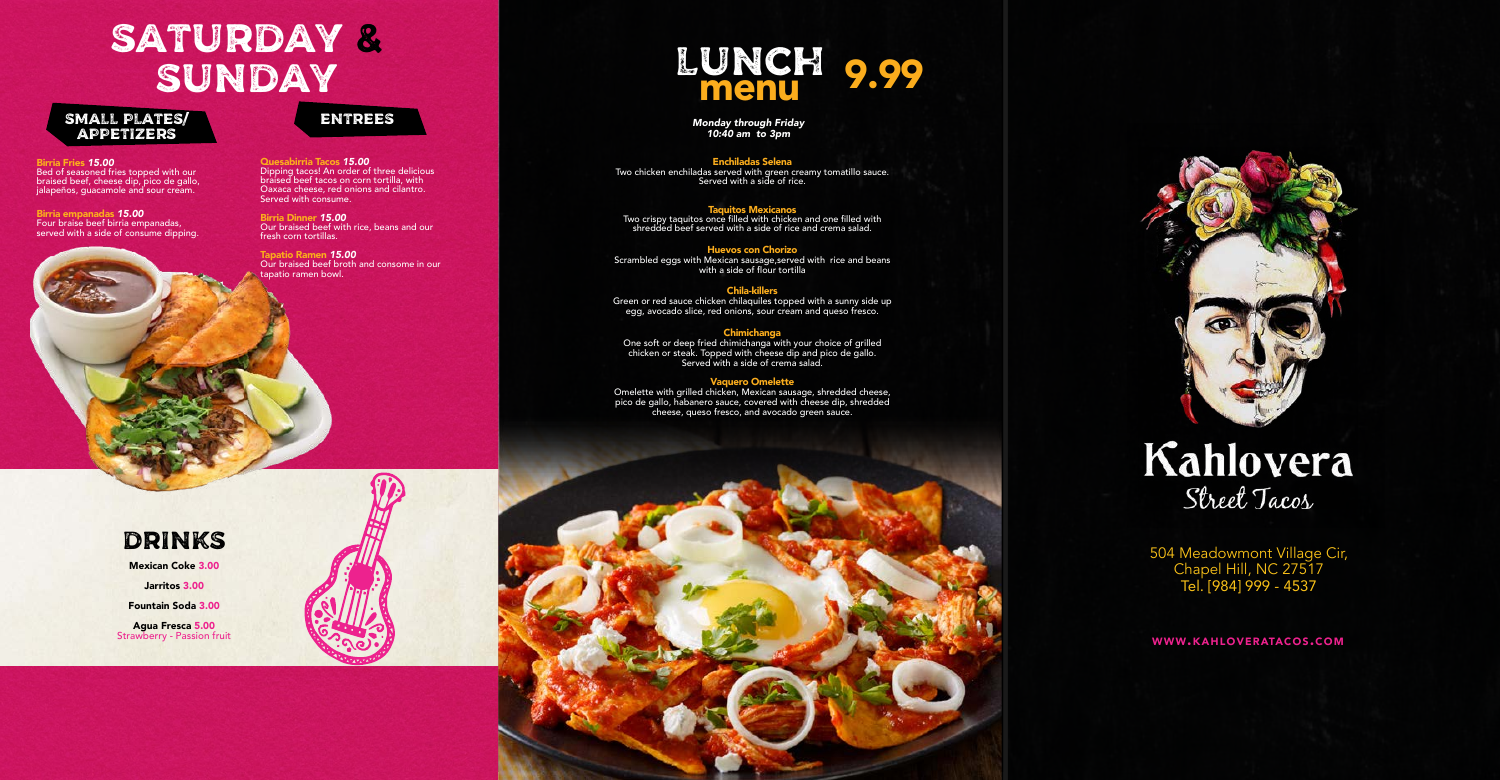# SATURDAY & SUNDAY

## SMALL PLATES/ APPETIZERS

**Birria Fries** *15.00*
Bed of seasoned fries topped with our braised beef, cheese dip, pico de gallo, jalapeños, guacamole and sour cream.

**Birria empanadas** *15.00*
Four braise beef birria empanadas, served with a side of consume dipping.

## ENTREES

**Quesabirria Tacos** *15.00*
Dipping tacos! An order of three delicious braised beef tacos on corn tortilla, with Oaxaca cheese, red onions and cilantro. Served with consume.

**Birria Dinner** *15.00*
Our braised beef with rice, beans and our fresh corn tortillas.

**Tapatio Ramen** *15.00*
Our braised beef broth and consome in our tapatio ramen bowl.

## DRINKS

**Mexican Coke** 3.00

**Jarritos** 3.00

**Fountain Soda** 3.00

**Agua Fresca** 5.00
Strawberry - Passion fruit

# LUNCH menu 9.99

*Monday through Friday*
*10:40 am to 3pm*

**Enchiladas Selena**
Two chicken enchiladas served with green creamy tomatillo sauce. Served with a side of rice.

**Taquitos Mexicanos**
Two crispy taquitos once filled with chicken and one filled with shredded beef served with a side of rice and crema salad.

**Huevos con Chorizo**
Scrambled eggs with Mexican sausage,served with rice and beans with a side of flour tortilla

**Chila-killers**
Green or red sauce chicken chilaquiles topped with a sunny side up egg, avocado slice, red onions, sour cream and queso fresco.

**Chimichanga**
One soft or deep fried chimichanga with your choice of grilled chicken or steak. Topped with cheese dip and pico de gallo. Served with a side of crema salad.

**Vaquero Omelette**
Omelette with grilled chicken, Mexican sausage, shredded cheese, pico de gallo, habanero sauce, covered with cheese dip, shredded cheese, queso fresco, and avocado green sauce.

# Kahlovera
Street Tacos

504 Meadowmont Village Cir,
Chapel Hill, NC 27517
Tel. [984] 999 - 4537

WWW.KAHLOVERATACOS.COM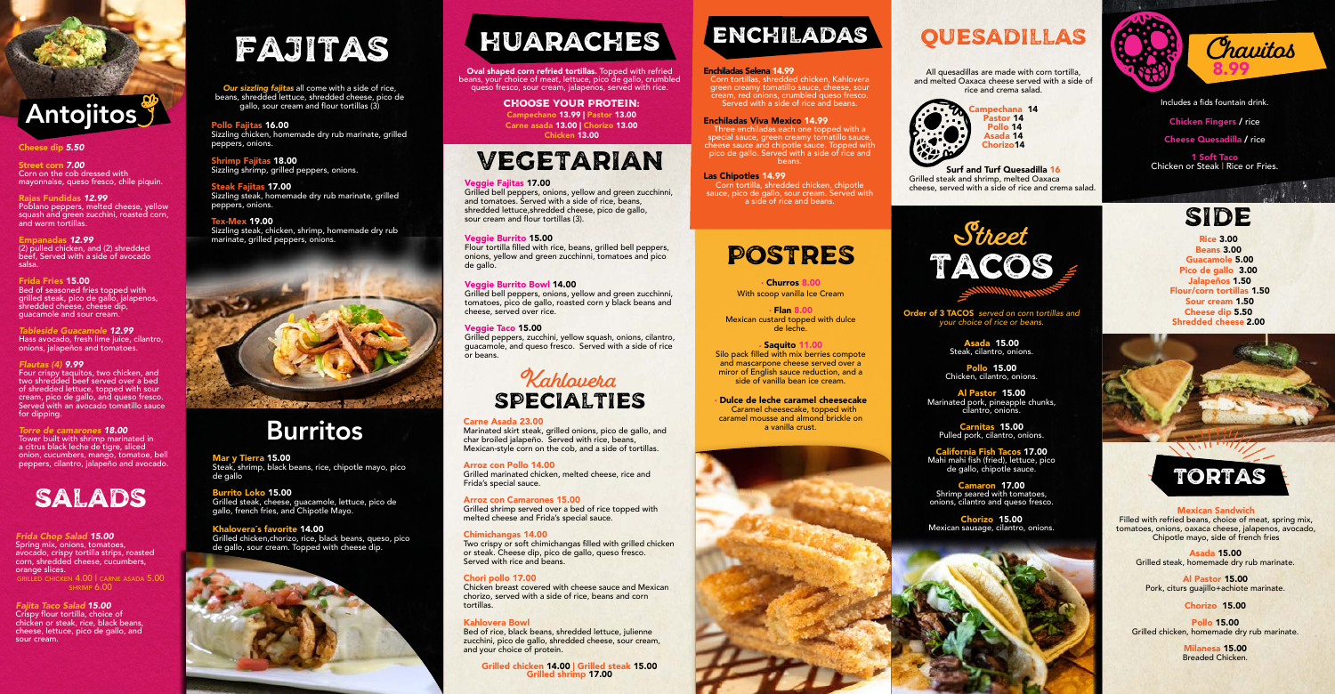# Antojitos

**Cheese dip** *5.50*

**Street corn** *7.00*
Corn on the cob dressed with mayonnaise, queso fresco, chile piquin.

***Rajas Fundidas*** *12.99*
Poblano peppers, melted cheese, yellow squash and green zucchini, roasted corn, and warm tortillas.

***Empanadas*** *12.99*
(2) pulled chicken, and (2) shredded beef, Served with a side of avocado salsa.

**Frida Fries 15.00**
Bed of seasoned fries topped with grilled steak, pico de gallo, jalapenos, shredded cheese, cheese dip, guacamole and sour cream.

***Tableside Guacamole*** *12.99*
Hass avocado, fresh lime juice, cilantro, onions, jalapeños and tomatoes.

***Flautas (4)*** *9.99*
Four crispy taquitos, two chicken, and two shredded beef served over a bed of shredded lettuce, topped with sour cream, pico de gallo, and queso fresco. Served with an avocado tomatillo sauce for dipping.

***Torre de camarones*** *18.00*
Tower built with shrimp marinated in a citrus black leche de tigre, sliced onion, cucumbers, mango, tomatoe, bell peppers, cilantro, jalapeño and avocado.

# SALADS

***Frida Chop Salad*** *15.00*
Spring mix, onions, tomatoes, avocado, crispy tortilla strips, roasted corn, shredded cheese, cucumbers, orange slices.
GRILLED CHICKEN 4.00 | CARNE ASADA 5.00 SHRIMP 6.00

***Fajita Taco Salad*** *15.00*
Crispy flour tortilla, choice of chicken or steak, rice, black beans, cheese, lettuce, pico de gallo, and sour cream.

# FAJITAS

*Our sizzling fajitas* all come with a side of rice, beans, shredded lettuce, shredded cheese, pico de gallo, sour cream and flour tortillas (3)

**Pollo Fajitas 16.00**
Sizzling chicken, homemade dry rub marinate, grilled peppers, onions.

**Shrimp Fajitas 18.00**
Sizzling shrimp, grilled peppers, onions.

**Steak Fajitas 17.00**
Sizzling steak, homemade dry rub marinate, grilled peppers, onions.

**Tex-Mex 19.00**
Sizzling steak, chicken, shrimp, homemade dry rub marinate, grilled peppers, onions.

# Burritos

**Mar y Tierra 15.00**
Steak, shrimp, black beans, rice, chipotle mayo, pico de gallo

**Burrito Loko 15.00**
Grilled steak, cheese, guacamole, lettuce, pico de gallo, french fries, and Chipotle Mayo.

**Khalovera´s favorite 14.00**
Grilled chicken,chorizo, rice, black beans, queso, pico de gallo, sour cream. Topped with cheese dip.

# HUARACHES

**Oval shaped corn refried tortillas.** Topped with refried beans, your choice of meat, lettuce, pico de gallo, crumbled queso fresco, sour cream, jalapenos, served with rice.

**CHOOSE YOUR PROTEIN:**
Campechano 13.99 | Pastor 13.00
Carne asada 13.00 | Chorizo 13.00
Chicken 13.00

# VEGETARIAN

**Veggie Fajitas 17.00**
Grilled bell peppers, onions, yellow and green zucchini, and tomatoes. Served with a side of rice, beans, shredded lettuce,shredded cheese, pico de gallo, sour cream and flour tortillas (3).

**Veggie Burrito 15.00**
Flour tortilla filled with rice, beans, grilled bell peppers, onions, yellow and green zucchini, tomatoes and pico de gallo.

**Veggie Burrito Bowl 14.00**
Grilled bell peppers, onions, yellow and green zucchini, tomatoes, pico de gallo, roasted corn y black beans and cheese, served over rice.

**Veggie Taco 15.00**
Grilled peppers, zucchini, yellow squash, onions, cilantro, guacamole, and queso fresco. Served with a side of rice or beans.

# Kahlovera SPECIALTIES

**Carne Asada 23.00**
Marinated skirt steak, grilled onions, pico de gallo, and char broiled jalapeño. Served with rice, beans, Mexican-style corn on the cob, and a side of tortillas.

**Arroz con Pollo 14.00**
Grilled marinated chicken, melted cheese, rice and Frida's special sauce.

**Arroz con Camarones 15.00**
Grilled shrimp served over a bed of rice topped with melted cheese and Frida's special sauce.

**Chimichangas 14.00**
Two crispy or soft chimichangas filled with grilled chicken or steak. Cheese dip, pico de gallo, queso fresco. Served with rice and beans.

**Chori pollo 17.00**
Chicken breast covered with cheese sauce and Mexican chorizo, served with a side of rice, beans and corn tortillas.

**Kahlovera Bowl**
Bed of rice, black beans, shredded lettuce, julienne zucchini, pico de gallo, shredded cheese, sour cream, and your choice of protein.

**Grilled chicken 14.00 | Grilled steak 15.00 Grilled shrimp 17.00**

# ENCHILADAS

**Enchiladas Selena 14.99**
Corn tortillas, shredded chicken, Kahlovera green creamy tomatillo sauce, cheese, sour cream, red onions, crumbled queso fresco. Served with a side of rice and beans.

**Enchiladas Viva Mexico 14.99**
Three enchiladas each one topped with a special sauce, green creamy tomatillo sauce, cheese sauce and chipotle sauce. Topped with pico de gallo. Served with a side of rice and beans.

**Las Chipotles 14.99**
Corn tortilla, shredded chicken, chipotle sauce, pico de gallo, sour cream. Served with a side of rice and beans.

# POSTRES

**· Churros 8.00**
With scoop vanilla Ice Cream

**· Flan 8.00**
Mexican custard topped with dulce de leche.

**· Saquito 11.00**
Silo pack filled with mix berries compote and mascarpone cheese served over a miror of English sauce reduction, and a side of vanilla bean ice cream.

**· Dulce de leche caramel cheesecake**
Caramel cheesecake, topped with caramel mousse and almond brickle on a vanilla crust.

# QUESADILLAS

All quesadillas are made with corn tortilla, and melted Oaxaca cheese served with a side of rice and crema salad.

Campechana 14
Pastor 14
Pollo 14
Asada 14
Chorizo14

**Surf and Turf Quesadilla 16**
Grilled steak and shrimp, melted Oaxaca cheese, served with a side of rice and crema salad.

# Street TACOS

**Order of 3 TACOS** *served on corn tortillas and your choice of rice or beans.*

**Asada 15.00**
Steak, cilantro, onions.

**Pollo 15.00**
Chicken, cilantro, onions.

**Al Pastor 15.00**
Marinated pork, pineapple chunks, cilantro, onions.

**Carnitas 15.00**
Pulled pork, cilantro, onions.

**California Fish Tacos 17.00**
Mahi mahi fish (fried), lettuce, pico de gallo, chipotle sauce.

**Camaron 17.00**
Shrimp seared with tomatoes, onions, cilantro and queso fresco.

**Chorizo 15.00**
Mexican sausage, cilantro, onions.

# Chavitos 8.99

Includes a fids fountain drink.

Chicken Fingers / rice

Cheese Quesadilla / rice

1 Soft Taco
Chicken or Steak | Rice or Fries.

# SIDE

Rice 3.00
Beans 3.00
Guacamole 5.00
Pico de gallo 3.00
Jalapeños 1.50
Flour/corn tortillas 1.50
Sour cream 1.50
Cheese dip 5.50
Shredded cheese 2.00

# TORTAS

**Mexican Sandwich**
Filled with refried beans, choice of meat, spring mix, tomatoes, onions, oaxaca cheese, jalapenos, avocado, Chipotle mayo, side of french fries

**Asada 15.00**
Grilled steak, homemade dry rub marinate.

**Al Pastor 15.00**
Pork, citurs guajillo+achiote marinate.

**Chorizo 15.00**

**Pollo 15.00**
Grilled chicken, homemade dry rub marinate.

**Milanesa 15.00**
Breaded Chicken.